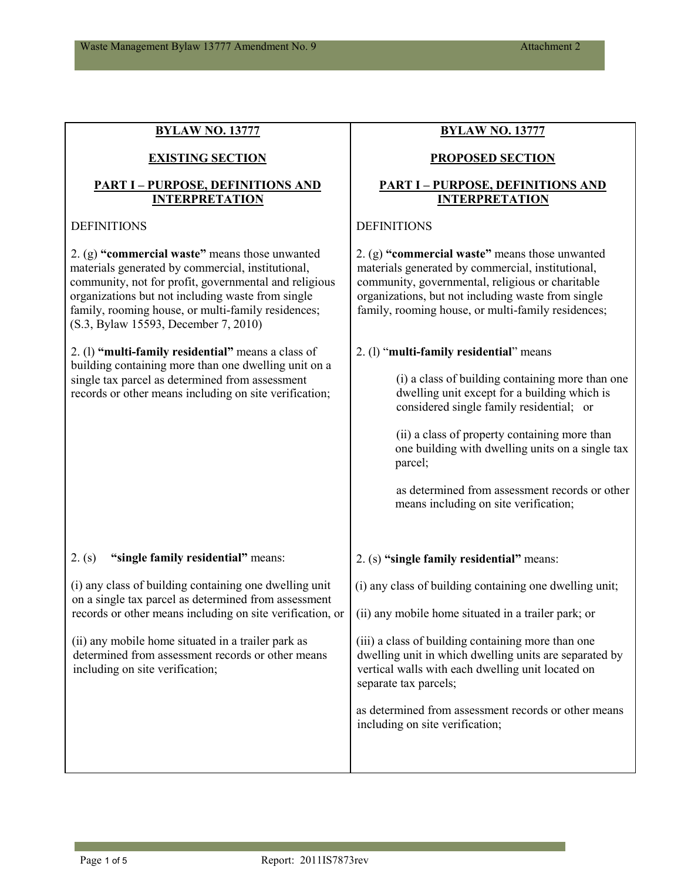| **BYLAW NO. 13777**<br><br>**EXISTING SECTION**<br><br>**PART I – PURPOSE, DEFINITIONS AND INTERPRETATION** | **BYLAW NO. 13777**<br><br>**PROPOSED SECTION**<br><br>**PART I – PURPOSE, DEFINITIONS AND INTERPRETATION** |
|---|---|
| DEFINITIONS | DEFINITIONS |
| 2. (g) **"commercial waste"** means those unwanted materials generated by commercial, institutional, community, not for profit, governmental and religious organizations but not including waste from single family, rooming house, or multi-family residences; (S.3, Bylaw 15593, December 7, 2010) | 2. (g) **"commercial waste"** means those unwanted materials generated by commercial, institutional, community, governmental, religious or charitable organizations, but not including waste from single family, rooming house, or multi-family residences; |
| 2. (l) **"multi-family residential"** means a class of building containing more than one dwelling unit on a single tax parcel as determined from assessment records or other means including on site verification; | 2. (l) "**multi-family residential**" means<br><br>(i) a class of building containing more than one dwelling unit except for a building which is considered single family residential; or<br><br>(ii) a class of property containing more than one building with dwelling units on a single tax parcel;<br><br>as determined from assessment records or other means including on site verification; |
| 2. (s) **"single family residential"** means:<br><br>(i) any class of building containing one dwelling unit on a single tax parcel as determined from assessment records or other means including on site verification, or<br><br>(ii) any mobile home situated in a trailer park as determined from assessment records or other means including on site verification; | 2. (s) **"single family residential"** means:<br><br>(i) any class of building containing one dwelling unit;<br><br>(ii) any mobile home situated in a trailer park; or<br><br>(iii) a class of building containing more than one dwelling unit in which dwelling units are separated by vertical walls with each dwelling unit located on separate tax parcels;<br><br>as determined from assessment records or other means including on site verification; |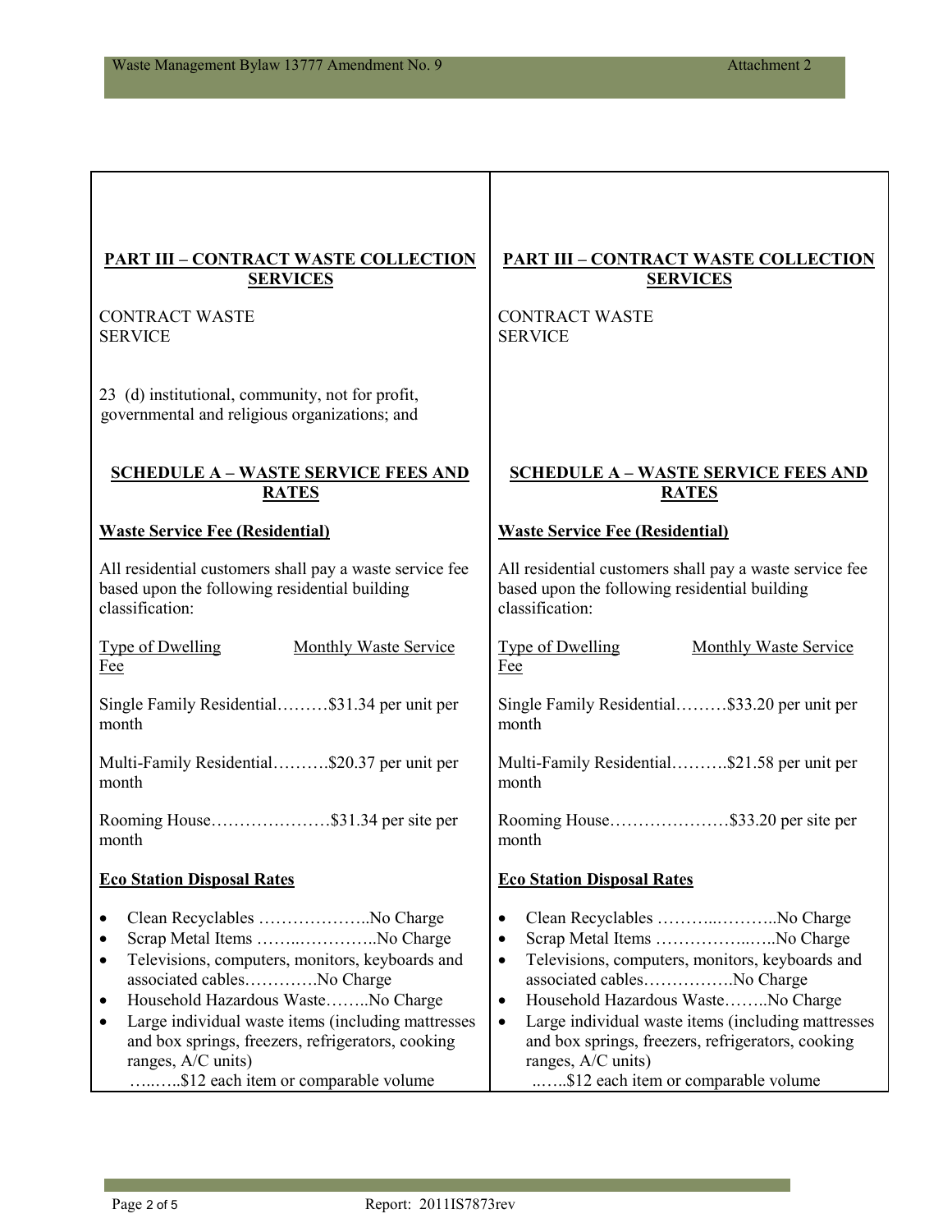| **PART III – CONTRACT WASTE COLLECTION SERVICES** | **PART III – CONTRACT WASTE COLLECTION SERVICES** |
|---|---|
| CONTRACT WASTE SERVICE | CONTRACT WASTE SERVICE |
| 23 (d) institutional, community, not for profit, governmental and religious organizations; and | |
| **SCHEDULE A – WASTE SERVICE FEES AND RATES** | **SCHEDULE A – WASTE SERVICE FEES AND RATES** |
| **Waste Service Fee (Residential)** | **Waste Service Fee (Residential)** |
| All residential customers shall pay a waste service fee based upon the following residential building classification: | All residential customers shall pay a waste service fee based upon the following residential building classification: |
| Type of Dwelling / Monthly Waste Service Fee | Type of Dwelling / Monthly Waste Service Fee |
| Single Family Residential………$31.34 per unit per month | Single Family Residential………$33.20 per unit per month |
| Multi-Family Residential……….$20.37 per unit per month | Multi-Family Residential……….$21.58 per unit per month |
| Rooming House…………………$31.34 per site per month | Rooming House…………………$33.20 per site per month |
| **Eco Station Disposal Rates** | **Eco Station Disposal Rates** |
| • Clean Recyclables ………………..No Charge<br>• Scrap Metal Items ……..…………..No Charge<br>• Televisions, computers, monitors, keyboards and associated cables………….No Charge<br>• Household Hazardous Waste……..No Charge<br>• Large individual waste items (including mattresses and box springs, freezers, refrigerators, cooking ranges, A/C units) …..…..$12 each item or comparable volume | • Clean Recyclables ………..………..No Charge<br>• Scrap Metal Items ……………..…..No Charge<br>• Televisions, computers, monitors, keyboards and associated cables…………….No Charge<br>• Household Hazardous Waste……..No Charge<br>• Large individual waste items (including mattresses and box springs, freezers, refrigerators, cooking ranges, A/C units) ..…..$12 each item or comparable volume |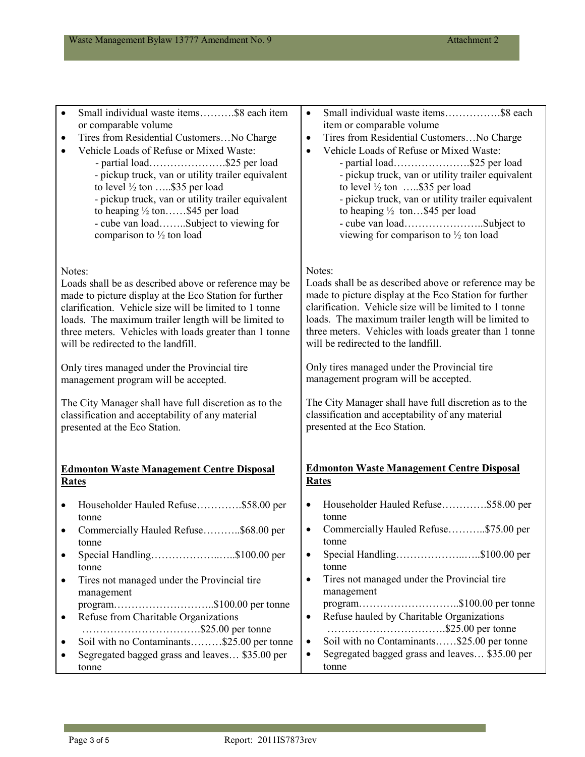| | |
|---|---|
| • Small individual waste items……….$8 each item or comparable volume<br>• Tires from Residential Customers…No Charge<br>• Vehicle Loads of Refuse or Mixed Waste:<br>- partial load………………….$25 per load<br>- pickup truck, van or utility trailer equivalent to level ½ ton …..$35 per load<br>- pickup truck, van or utility trailer equivalent to heaping ½ ton……$45 per load<br>- cube van load……..Subject to viewing for comparison to ½ ton load<br><br>Notes:<br>Loads shall be as described above or reference may be made to picture display at the Eco Station for further clarification. Vehicle size will be limited to 1 tonne loads. The maximum trailer length will be limited to three meters. Vehicles with loads greater than 1 tonne will be redirected to the landfill.<br><br>Only tires managed under the Provincial tire management program will be accepted.<br><br>The City Manager shall have full discretion as to the classification and acceptability of any material presented at the Eco Station.<br><br>**Edmonton Waste Management Centre Disposal Rates**<br><br>• Householder Hauled Refuse………….$58.00 per tonne<br>• Commercially Hauled Refuse………..$68.00 per tonne<br>• Special Handling………………..…..$100.00 per tonne<br>• Tires not managed under the Provincial tire management program………………………..$100.00 per tonne<br>• Refuse from Charitable Organizations …………………………….$25.00 per tonne<br>• Soil with no Contaminants………$25.00 per tonne<br>• Segregated bagged grass and leaves… $35.00 per tonne | • Small individual waste items…………….$8 each item or comparable volume<br>• Tires from Residential Customers…No Charge<br>• Vehicle Loads of Refuse or Mixed Waste:<br>- partial load………………….$25 per load<br>- pickup truck, van or utility trailer equivalent to level ½ ton …..$35 per load<br>- pickup truck, van or utility trailer equivalent to heaping ½ ton…$45 per load<br>- cube van load…………………..Subject to viewing for comparison to ½ ton load<br><br>Notes:<br>Loads shall be as described above or reference may be made to picture display at the Eco Station for further clarification. Vehicle size will be limited to 1 tonne loads. The maximum trailer length will be limited to three meters. Vehicles with loads greater than 1 tonne will be redirected to the landfill.<br><br>Only tires managed under the Provincial tire management program will be accepted.<br><br>The City Manager shall have full discretion as to the classification and acceptability of any material presented at the Eco Station.<br><br>**Edmonton Waste Management Centre Disposal Rates**<br><br>• Householder Hauled Refuse………….$58.00 per tonne<br>• Commercially Hauled Refuse………..$75.00 per tonne<br>• Special Handling………………..…..$100.00 per tonne<br>• Tires not managed under the Provincial tire management program………………………..$100.00 per tonne<br>• Refuse hauled by Charitable Organizations …………………………….$25.00 per tonne<br>• Soil with no Contaminants……$25.00 per tonne<br>• Segregated bagged grass and leaves… $35.00 per tonne |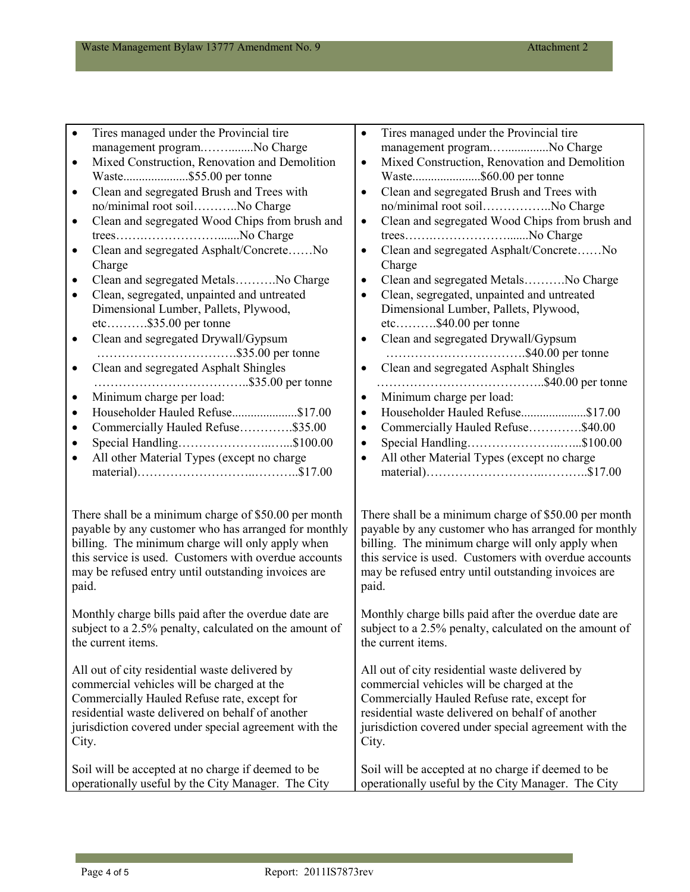| | |
|---|---|
| • Tires managed under the Provincial tire management program……........No Charge<br>• Mixed Construction, Renovation and Demolition Waste.....................$55.00 per tonne<br>• Clean and segregated Brush and Trees with no/minimal root soil………..No Charge<br>• Clean and segregated Wood Chips from brush and trees…….…………………......No Charge<br>• Clean and segregated Asphalt/Concrete……No Charge<br>• Clean and segregated Metals……….No Charge<br>• Clean, segregated, unpainted and untreated Dimensional Lumber, Pallets, Plywood, etc……….$35.00 per tonne<br>• Clean and segregated Drywall/Gypsum …………………………….$35.00 per tonne<br>• Clean and segregated Asphalt Shingles ………………………………..$35.00 per tonne<br>• Minimum charge per load:<br>• Householder Hauled Refuse.....................$17.00<br>• Commercially Hauled Refuse………….$35.00<br>• Special Handling…………………..…...$100.00<br>• All other Material Types (except no charge material)……………………..………..$17.00<br><br>There shall be a minimum charge of $50.00 per month payable by any customer who has arranged for monthly billing. The minimum charge will only apply when this service is used. Customers with overdue accounts may be refused entry until outstanding invoices are paid.<br><br>Monthly charge bills paid after the overdue date are subject to a 2.5% penalty, calculated on the amount of the current items.<br><br>All out of city residential waste delivered by commercial vehicles will be charged at the Commercially Hauled Refuse rate, except for residential waste delivered on behalf of another jurisdiction covered under special agreement with the City.<br><br>Soil will be accepted at no charge if deemed to be operationally useful by the City Manager. The City | • Tires managed under the Provincial tire management program…..............No Charge<br>• Mixed Construction, Renovation and Demolition Waste......................$60.00 per tonne<br>• Clean and segregated Brush and Trees with no/minimal root soil……………..No Charge<br>• Clean and segregated Wood Chips from brush and trees…….…………………......No Charge<br>• Clean and segregated Asphalt/Concrete……No Charge<br>• Clean and segregated Metals……….No Charge<br>• Clean, segregated, unpainted and untreated Dimensional Lumber, Pallets, Plywood, etc……….$40.00 per tonne<br>• Clean and segregated Drywall/Gypsum …………………………….$40.00 per tonne<br>• Clean and segregated Asphalt Shingles …………………………………..$40.00 per tonne<br>• Minimum charge per load:<br>• Householder Hauled Refuse.....................$17.00<br>• Commercially Hauled Refuse………….$40.00<br>• Special Handling…………………..…...$100.00<br>• All other Material Types (except no charge material)……………………..………..$17.00<br><br>There shall be a minimum charge of $50.00 per month payable by any customer who has arranged for monthly billing. The minimum charge will only apply when this service is used. Customers with overdue accounts may be refused entry until outstanding invoices are paid.<br><br>Monthly charge bills paid after the overdue date are subject to a 2.5% penalty, calculated on the amount of the current items.<br><br>All out of city residential waste delivered by commercial vehicles will be charged at the Commercially Hauled Refuse rate, except for residential waste delivered on behalf of another jurisdiction covered under special agreement with the City.<br><br>Soil will be accepted at no charge if deemed to be operationally useful by the City Manager. The City |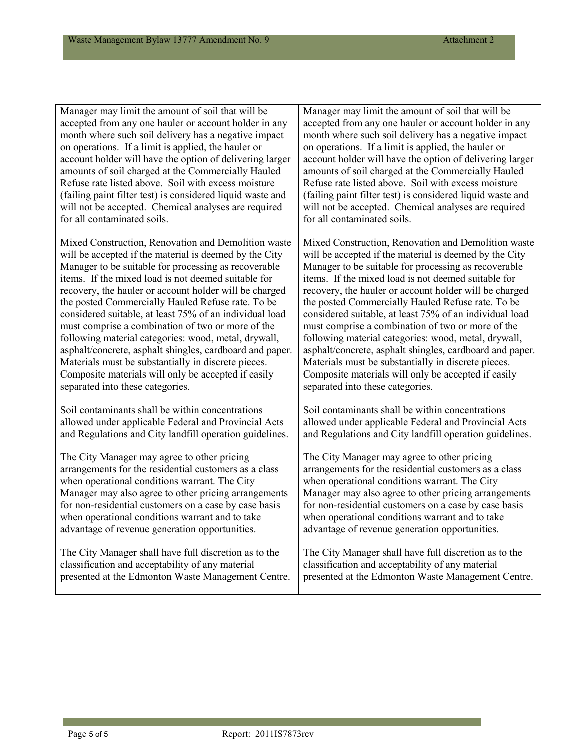| | |
|---|---|
| Manager may limit the amount of soil that will be accepted from any one hauler or account holder in any month where such soil delivery has a negative impact on operations. If a limit is applied, the hauler or account holder will have the option of delivering larger amounts of soil charged at the Commercially Hauled Refuse rate listed above. Soil with excess moisture (failing paint filter test) is considered liquid waste and will not be accepted. Chemical analyses are required for all contaminated soils.<br><br>Mixed Construction, Renovation and Demolition waste will be accepted if the material is deemed by the City Manager to be suitable for processing as recoverable items. If the mixed load is not deemed suitable for recovery, the hauler or account holder will be charged the posted Commercially Hauled Refuse rate. To be considered suitable, at least 75% of an individual load must comprise a combination of two or more of the following material categories: wood, metal, drywall, asphalt/concrete, asphalt shingles, cardboard and paper. Materials must be substantially in discrete pieces. Composite materials will only be accepted if easily separated into these categories.<br><br>Soil contaminants shall be within concentrations allowed under applicable Federal and Provincial Acts and Regulations and City landfill operation guidelines.<br><br>The City Manager may agree to other pricing arrangements for the residential customers as a class when operational conditions warrant. The City Manager may also agree to other pricing arrangements for non-residential customers on a case by case basis when operational conditions warrant and to take advantage of revenue generation opportunities.<br><br>The City Manager shall have full discretion as to the classification and acceptability of any material presented at the Edmonton Waste Management Centre. | Manager may limit the amount of soil that will be accepted from any one hauler or account holder in any month where such soil delivery has a negative impact on operations. If a limit is applied, the hauler or account holder will have the option of delivering larger amounts of soil charged at the Commercially Hauled Refuse rate listed above. Soil with excess moisture (failing paint filter test) is considered liquid waste and will not be accepted. Chemical analyses are required for all contaminated soils.<br><br>Mixed Construction, Renovation and Demolition waste will be accepted if the material is deemed by the City Manager to be suitable for processing as recoverable items. If the mixed load is not deemed suitable for recovery, the hauler or account holder will be charged the posted Commercially Hauled Refuse rate. To be considered suitable, at least 75% of an individual load must comprise a combination of two or more of the following material categories: wood, metal, drywall, asphalt/concrete, asphalt shingles, cardboard and paper. Materials must be substantially in discrete pieces. Composite materials will only be accepted if easily separated into these categories.<br><br>Soil contaminants shall be within concentrations allowed under applicable Federal and Provincial Acts and Regulations and City landfill operation guidelines.<br><br>The City Manager may agree to other pricing arrangements for the residential customers as a class when operational conditions warrant. The City Manager may also agree to other pricing arrangements for non-residential customers on a case by case basis when operational conditions warrant and to take advantage of revenue generation opportunities.<br><br>The City Manager shall have full discretion as to the classification and acceptability of any material presented at the Edmonton Waste Management Centre. |